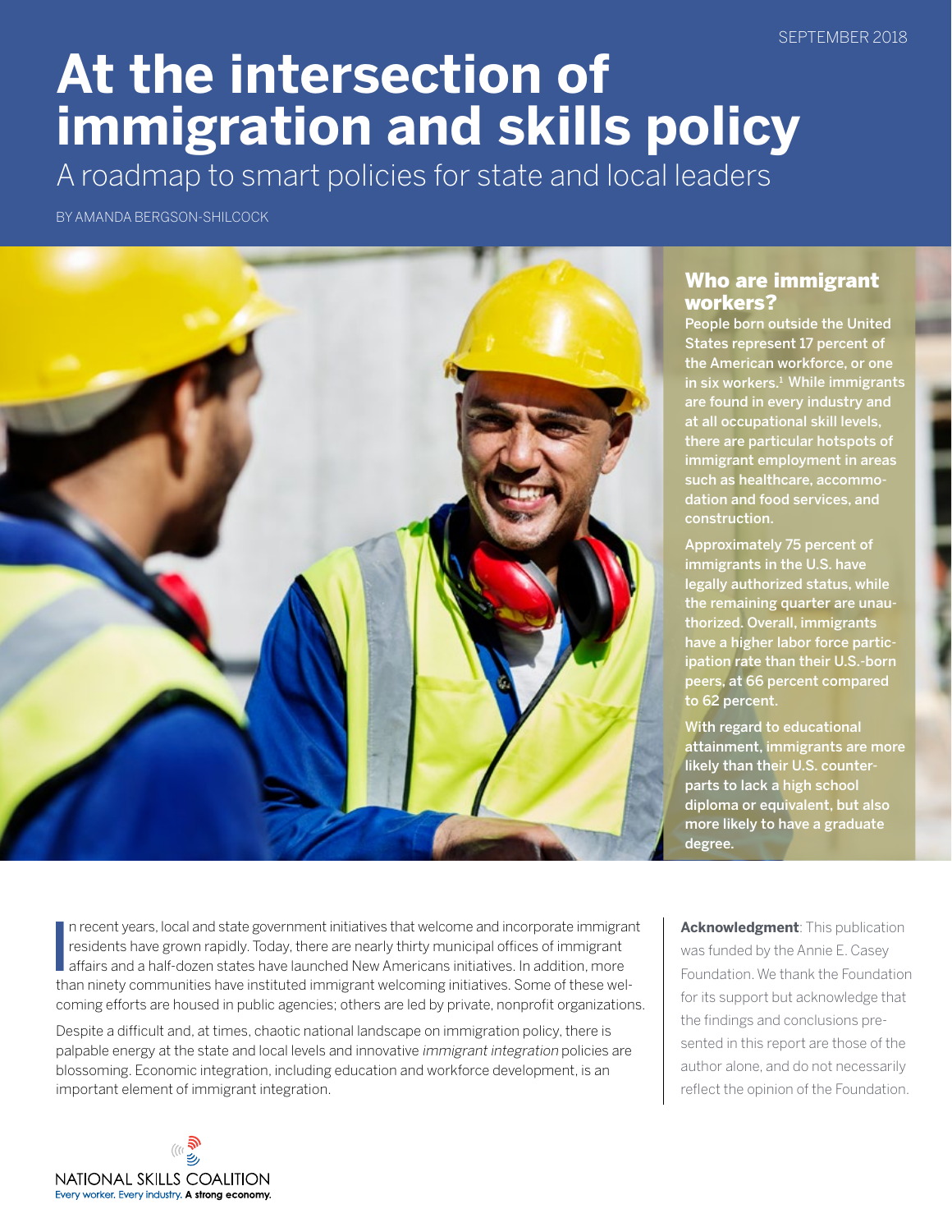SEPTEMBER 2018

# At the intersection of immigration and skills policy

## A roadmap to smart policies for state and local leaders

BY AMANDA BERGSON-SHILCOCK

### Who are immigrant workers?

**People born outside the United States represent 17 percent of the American workforce, or one in six workers.[1] While immigrants are found in every industry and at all occupational skill levels, there are particular hotspots of immigrant employment in areas such as healthcare, accommodation and food services, and construction.**

**Approximately 75 percent of immigrants in the U.S. have legally authorized status, while the remaining quarter are unauthorized. Overall, immigrants have a higher labor force participation rate than their U.S.-born peers, at 66 percent compared to 62 percent.**

**With regard to educational attainment, immigrants are more likely than their U.S. counterparts to lack a high school diploma or equivalent, but also more likely to have a graduate degree.**

In recent years, local and state government initiatives that welcome and incorporate immigrant residents have grown rapidly. Today, there are nearly thirty municipal offices of immigrant affairs and a half-dozen states have launched New Americans initiatives. In addition, more than ninety communities have instituted immigrant welcoming initiatives. Some of these welcoming efforts are housed in public agencies; others are led by private, nonprofit organizations.

Despite a difficult and, at times, chaotic national landscape on immigration policy, there is palpable energy at the state and local levels and innovative *immigrant integration* policies are blossoming. Economic integration, including education and workforce development, is an important element of immigrant integration.

**Acknowledgment**: This publication was funded by the Annie E. Casey Foundation. We thank the Foundation for its support but acknowledge that the findings and conclusions presented in this report are those of the author alone, and do not necessarily reflect the opinion of the Foundation.

NATIONAL SKILLS COALITION
Every worker. Every industry. **A strong economy.**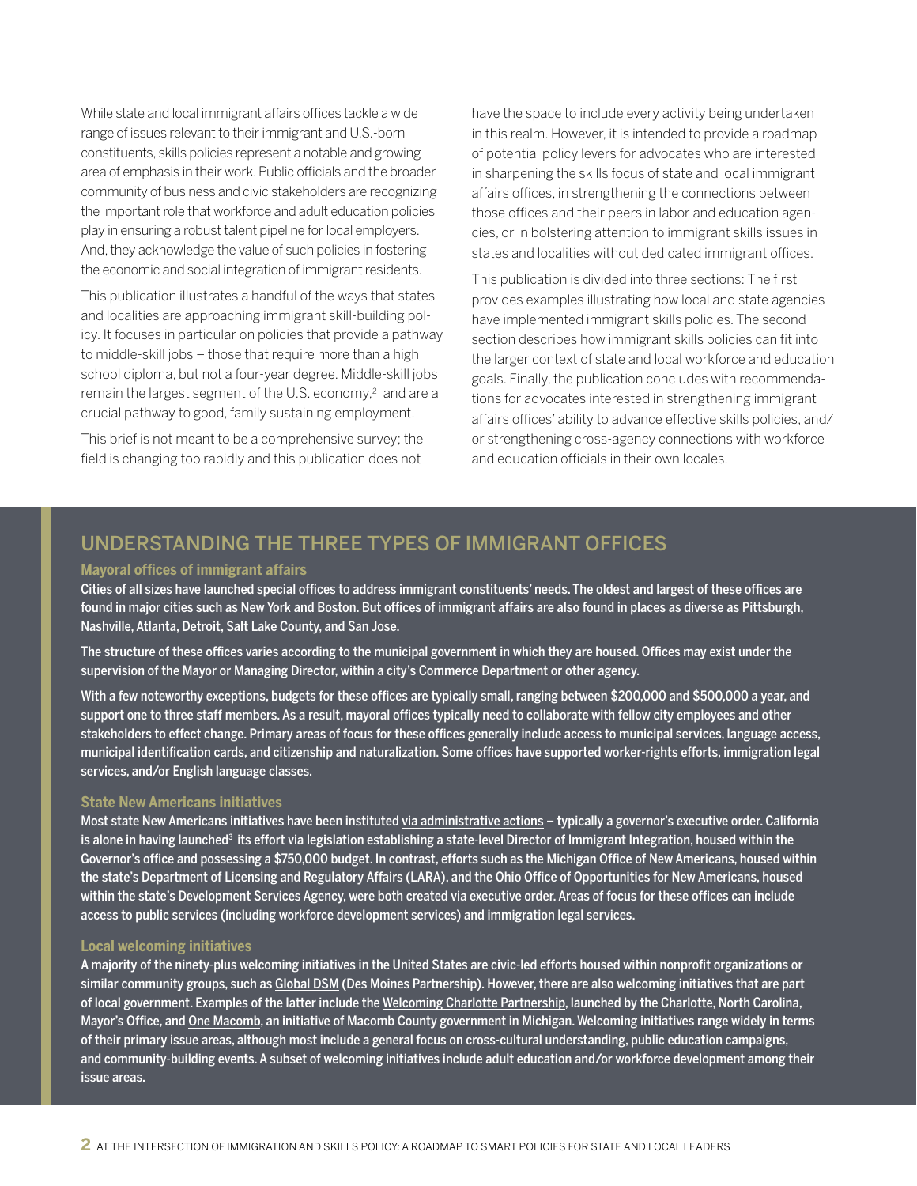While state and local immigrant affairs offices tackle a wide range of issues relevant to their immigrant and U.S.-born constituents, skills policies represent a notable and growing area of emphasis in their work. Public officials and the broader community of business and civic stakeholders are recognizing the important role that workforce and adult education policies play in ensuring a robust talent pipeline for local employers. And, they acknowledge the value of such policies in fostering the economic and social integration of immigrant residents.

This publication illustrates a handful of the ways that states and localities are approaching immigrant skill-building policy. It focuses in particular on policies that provide a pathway to middle-skill jobs – those that require more than a high school diploma, but not a four-year degree. Middle-skill jobs remain the largest segment of the U.S. economy,[2] and are a crucial pathway to good, family sustaining employment.

This brief is not meant to be a comprehensive survey; the field is changing too rapidly and this publication does not have the space to include every activity being undertaken in this realm. However, it is intended to provide a roadmap of potential policy levers for advocates who are interested in sharpening the skills focus of state and local immigrant affairs offices, in strengthening the connections between those offices and their peers in labor and education agencies, or in bolstering attention to immigrant skills issues in states and localities without dedicated immigrant offices.

This publication is divided into three sections: The first provides examples illustrating how local and state agencies have implemented immigrant skills policies. The second section describes how immigrant skills policies can fit into the larger context of state and local workforce and education goals. Finally, the publication concludes with recommendations for advocates interested in strengthening immigrant affairs offices' ability to advance effective skills policies, and/or strengthening cross-agency connections with workforce and education officials in their own locales.

## UNDERSTANDING THE THREE TYPES OF IMMIGRANT OFFICES

### Mayoral offices of immigrant affairs

**Cities of all sizes have launched special offices to address immigrant constituents' needs. The oldest and largest of these offices are found in major cities such as New York and Boston. But offices of immigrant affairs are also found in places as diverse as Pittsburgh, Nashville, Atlanta, Detroit, Salt Lake County, and San Jose.**

**The structure of these offices varies according to the municipal government in which they are housed. Offices may exist under the supervision of the Mayor or Managing Director, within a city's Commerce Department or other agency.**

**With a few noteworthy exceptions, budgets for these offices are typically small, ranging between $200,000 and $500,000 a year, and support one to three staff members. As a result, mayoral offices typically need to collaborate with fellow city employees and other stakeholders to effect change. Primary areas of focus for these offices generally include access to municipal services, language access, municipal identification cards, and citizenship and naturalization. Some offices have supported worker-rights efforts, immigration legal services, and/or English language classes.**

### State New Americans initiatives

**Most state New Americans initiatives have been instituted via administrative actions – typically a governor's executive order. California is alone in having launched[3] its effort via legislation establishing a state-level Director of Immigrant Integration, housed within the Governor's office and possessing a $750,000 budget. In contrast, efforts such as the Michigan Office of New Americans, housed within the state's Department of Licensing and Regulatory Affairs (LARA), and the Ohio Office of Opportunities for New Americans, housed within the state's Development Services Agency, were both created via executive order. Areas of focus for these offices can include access to public services (including workforce development services) and immigration legal services.**

### Local welcoming initiatives

**A majority of the ninety-plus welcoming initiatives in the United States are civic-led efforts housed within nonprofit organizations or similar community groups, such as Global DSM (Des Moines Partnership). However, there are also welcoming initiatives that are part of local government. Examples of the latter include the Welcoming Charlotte Partnership, launched by the Charlotte, North Carolina, Mayor's Office, and One Macomb, an initiative of Macomb County government in Michigan. Welcoming initiatives range widely in terms of their primary issue areas, although most include a general focus on cross-cultural understanding, public education campaigns, and community-building events. A subset of welcoming initiatives include adult education and/or workforce development among their issue areas.**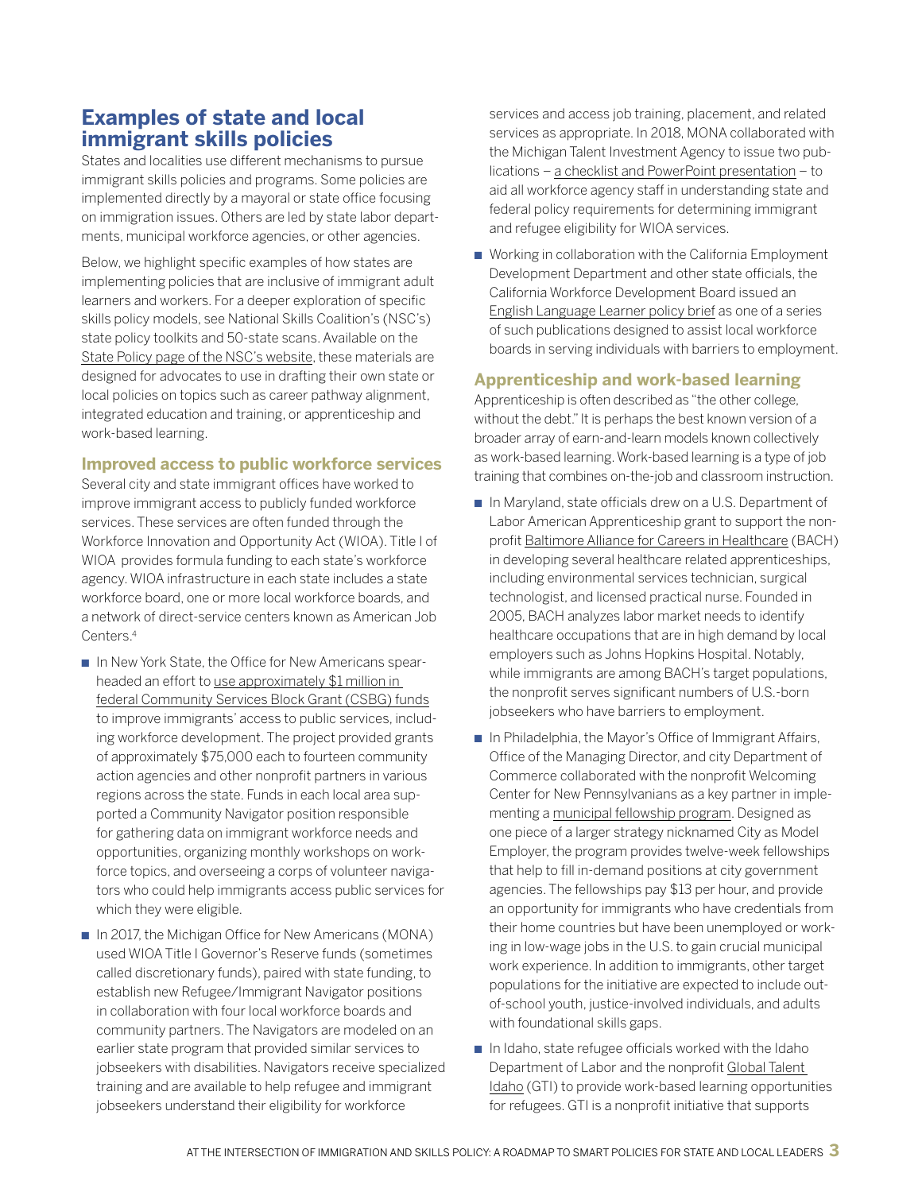## Examples of state and local immigrant skills policies

States and localities use different mechanisms to pursue immigrant skills policies and programs. Some policies are implemented directly by a mayoral or state office focusing on immigration issues. Others are led by state labor departments, municipal workforce agencies, or other agencies.

Below, we highlight specific examples of how states are implementing policies that are inclusive of immigrant adult learners and workers. For a deeper exploration of specific skills policy models, see National Skills Coalition's (NSC's) state policy toolkits and 50-state scans. Available on the State Policy page of the NSC's website, these materials are designed for advocates to use in drafting their own state or local policies on topics such as career pathway alignment, integrated education and training, or apprenticeship and work-based learning.

### Improved access to public workforce services

Several city and state immigrant offices have worked to improve immigrant access to publicly funded workforce services. These services are often funded through the Workforce Innovation and Opportunity Act (WIOA). Title I of WIOA provides formula funding to each state's workforce agency. WIOA infrastructure in each state includes a state workforce board, one or more local workforce boards, and a network of direct-service centers known as American Job Centers.[4]

- In New York State, the Office for New Americans spearheaded an effort to use approximately $1 million in federal Community Services Block Grant (CSBG) funds to improve immigrants' access to public services, including workforce development. The project provided grants of approximately $75,000 each to fourteen community action agencies and other nonprofit partners in various regions across the state. Funds in each local area supported a Community Navigator position responsible for gathering data on immigrant workforce needs and opportunities, organizing monthly workshops on workforce topics, and overseeing a corps of volunteer navigators who could help immigrants access public services for which they were eligible.
- In 2017, the Michigan Office for New Americans (MONA) used WIOA Title I Governor's Reserve funds (sometimes called discretionary funds), paired with state funding, to establish new Refugee/Immigrant Navigator positions in collaboration with four local workforce boards and community partners. The Navigators are modeled on an earlier state program that provided similar services to jobseekers with disabilities. Navigators receive specialized training and are available to help refugee and immigrant jobseekers understand their eligibility for workforce services and access job training, placement, and related services as appropriate. In 2018, MONA collaborated with the Michigan Talent Investment Agency to issue two publications – a checklist and PowerPoint presentation – to aid all workforce agency staff in understanding state and federal policy requirements for determining immigrant and refugee eligibility for WIOA services.
- Working in collaboration with the California Employment Development Department and other state officials, the California Workforce Development Board issued an English Language Learner policy brief as one of a series of such publications designed to assist local workforce boards in serving individuals with barriers to employment.

### Apprenticeship and work-based learning

Apprenticeship is often described as "the other college, without the debt." It is perhaps the best known version of a broader array of earn-and-learn models known collectively as work-based learning. Work-based learning is a type of job training that combines on-the-job and classroom instruction.

- In Maryland, state officials drew on a U.S. Department of Labor American Apprenticeship grant to support the nonprofit Baltimore Alliance for Careers in Healthcare (BACH) in developing several healthcare related apprenticeships, including environmental services technician, surgical technologist, and licensed practical nurse. Founded in 2005, BACH analyzes labor market needs to identify healthcare occupations that are in high demand by local employers such as Johns Hopkins Hospital. Notably, while immigrants are among BACH's target populations, the nonprofit serves significant numbers of U.S.-born jobseekers who have barriers to employment.
- In Philadelphia, the Mayor's Office of Immigrant Affairs, Office of the Managing Director, and city Department of Commerce collaborated with the nonprofit Welcoming Center for New Pennsylvanians as a key partner in implementing a municipal fellowship program. Designed as one piece of a larger strategy nicknamed City as Model Employer, the program provides twelve-week fellowships that help to fill in-demand positions at city government agencies. The fellowships pay $13 per hour, and provide an opportunity for immigrants who have credentials from their home countries but have been unemployed or working in low-wage jobs in the U.S. to gain crucial municipal work experience. In addition to immigrants, other target populations for the initiative are expected to include out-of-school youth, justice-involved individuals, and adults with foundational skills gaps.
- In Idaho, state refugee officials worked with the Idaho Department of Labor and the nonprofit Global Talent Idaho (GTI) to provide work-based learning opportunities for refugees. GTI is a nonprofit initiative that supports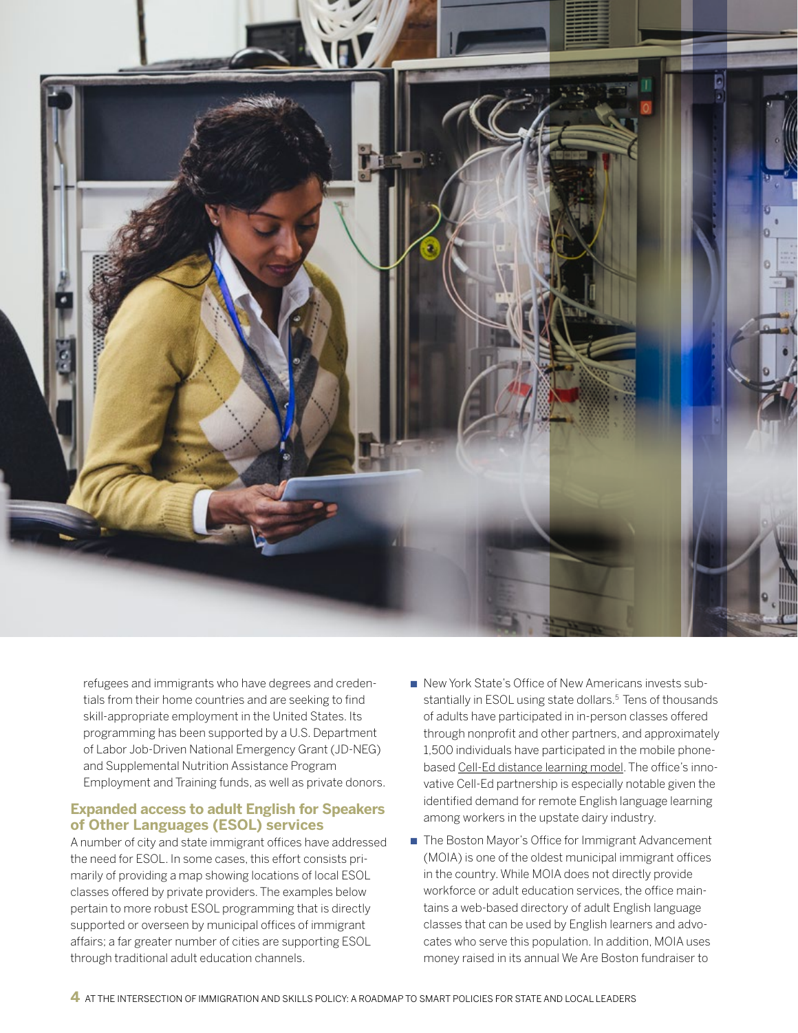refugees and immigrants who have degrees and credentials from their home countries and are seeking to find skill-appropriate employment in the United States. Its programming has been supported by a U.S. Department of Labor Job-Driven National Emergency Grant (JD-NEG) and Supplemental Nutrition Assistance Program Employment and Training funds, as well as private donors.

### Expanded access to adult English for Speakers of Other Languages (ESOL) services

A number of city and state immigrant offices have addressed the need for ESOL. In some cases, this effort consists primarily of providing a map showing locations of local ESOL classes offered by private providers. The examples below pertain to more robust ESOL programming that is directly supported or overseen by municipal offices of immigrant affairs; a far greater number of cities are supporting ESOL through traditional adult education channels.

- New York State's Office of New Americans invests substantially in ESOL using state dollars.[5] Tens of thousands of adults have participated in in-person classes offered through nonprofit and other partners, and approximately 1,500 individuals have participated in the mobile phone-based Cell-Ed distance learning model. The office's innovative Cell-Ed partnership is especially notable given the identified demand for remote English language learning among workers in the upstate dairy industry.
- The Boston Mayor's Office for Immigrant Advancement (MOIA) is one of the oldest municipal immigrant offices in the country. While MOIA does not directly provide workforce or adult education services, the office maintains a web-based directory of adult English language classes that can be used by English learners and advocates who serve this population. In addition, MOIA uses money raised in its annual We Are Boston fundraiser to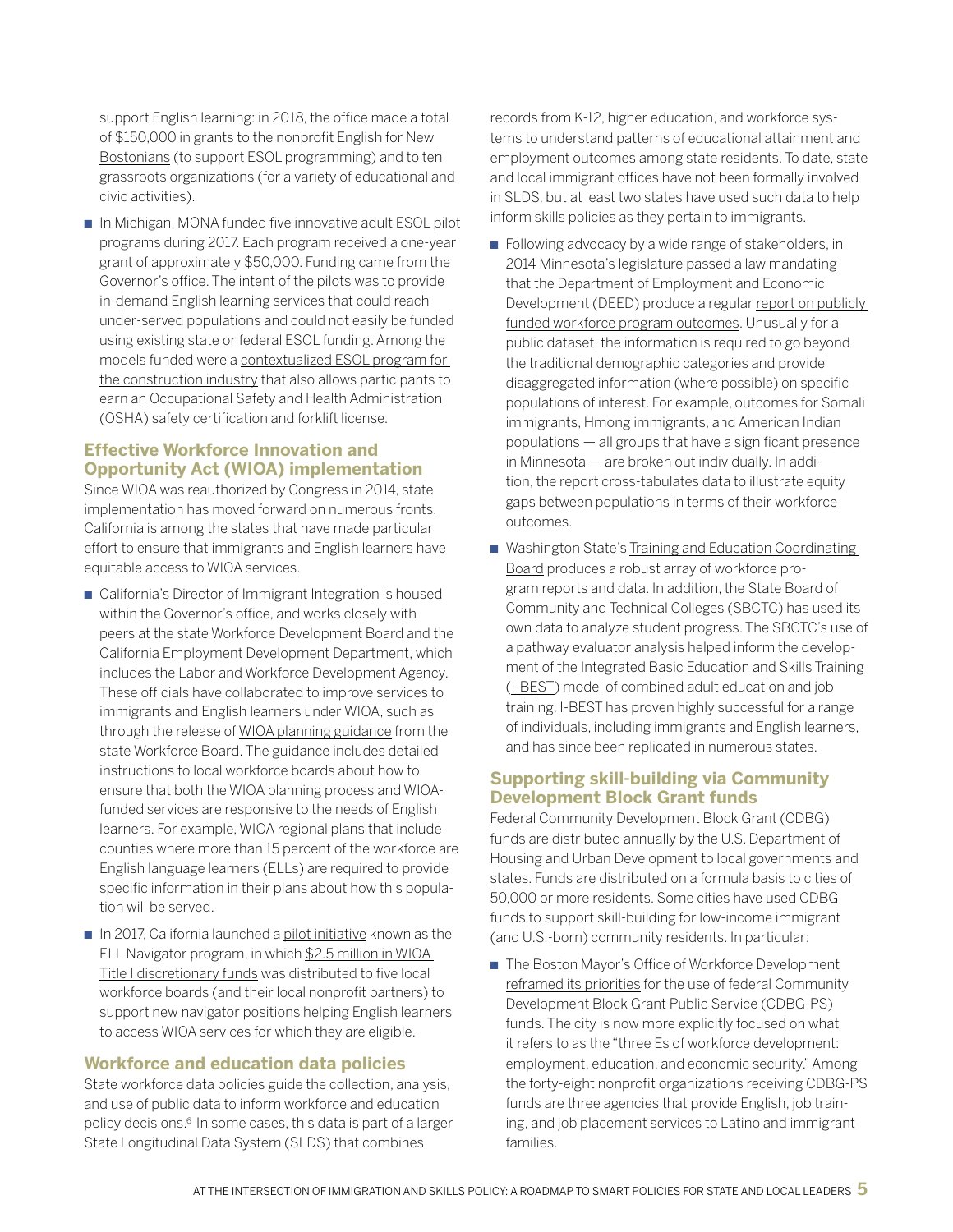support English learning: in 2018, the office made a total of $150,000 in grants to the nonprofit English for New Bostonians (to support ESOL programming) and to ten grassroots organizations (for a variety of educational and civic activities).

- In Michigan, MONA funded five innovative adult ESOL pilot programs during 2017. Each program received a one-year grant of approximately $50,000. Funding came from the Governor's office. The intent of the pilots was to provide in-demand English learning services that could reach under-served populations and could not easily be funded using existing state or federal ESOL funding. Among the models funded were a contextualized ESOL program for the construction industry that also allows participants to earn an Occupational Safety and Health Administration (OSHA) safety certification and forklift license.

### Effective Workforce Innovation and Opportunity Act (WIOA) implementation

Since WIOA was reauthorized by Congress in 2014, state implementation has moved forward on numerous fronts. California is among the states that have made particular effort to ensure that immigrants and English learners have equitable access to WIOA services.

- California's Director of Immigrant Integration is housed within the Governor's office, and works closely with peers at the state Workforce Development Board and the California Employment Development Department, which includes the Labor and Workforce Development Agency. These officials have collaborated to improve services to immigrants and English learners under WIOA, such as through the release of WIOA planning guidance from the state Workforce Board. The guidance includes detailed instructions to local workforce boards about how to ensure that both the WIOA planning process and WIOA-funded services are responsive to the needs of English learners. For example, WIOA regional plans that include counties where more than 15 percent of the workforce are English language learners (ELLs) are required to provide specific information in their plans about how this population will be served.
- In 2017, California launched a pilot initiative known as the ELL Navigator program, in which $2.5 million in WIOA Title I discretionary funds was distributed to five local workforce boards (and their local nonprofit partners) to support new navigator positions helping English learners to access WIOA services for which they are eligible.

### Workforce and education data policies

State workforce data policies guide the collection, analysis, and use of public data to inform workforce and education policy decisions.[6] In some cases, this data is part of a larger State Longitudinal Data System (SLDS) that combines records from K-12, higher education, and workforce systems to understand patterns of educational attainment and employment outcomes among state residents. To date, state and local immigrant offices have not been formally involved in SLDS, but at least two states have used such data to help inform skills policies as they pertain to immigrants.

- Following advocacy by a wide range of stakeholders, in 2014 Minnesota's legislature passed a law mandating that the Department of Employment and Economic Development (DEED) produce a regular report on publicly funded workforce program outcomes. Unusually for a public dataset, the information is required to go beyond the traditional demographic categories and provide disaggregated information (where possible) on specific populations of interest. For example, outcomes for Somali immigrants, Hmong immigrants, and American Indian populations — all groups that have a significant presence in Minnesota — are broken out individually. In addition, the report cross-tabulates data to illustrate equity gaps between populations in terms of their workforce outcomes.
- Washington State's Training and Education Coordinating Board produces a robust array of workforce program reports and data. In addition, the State Board of Community and Technical Colleges (SBCTC) has used its own data to analyze student progress. The SBCTC's use of a pathway evaluator analysis helped inform the development of the Integrated Basic Education and Skills Training (I-BEST) model of combined adult education and job training. I-BEST has proven highly successful for a range of individuals, including immigrants and English learners, and has since been replicated in numerous states.

### Supporting skill-building via Community Development Block Grant funds

Federal Community Development Block Grant (CDBG) funds are distributed annually by the U.S. Department of Housing and Urban Development to local governments and states. Funds are distributed on a formula basis to cities of 50,000 or more residents. Some cities have used CDBG funds to support skill-building for low-income immigrant (and U.S.-born) community residents. In particular:

- The Boston Mayor's Office of Workforce Development reframed its priorities for the use of federal Community Development Block Grant Public Service (CDBG-PS) funds. The city is now more explicitly focused on what it refers to as the "three Es of workforce development: employment, education, and economic security." Among the forty-eight nonprofit organizations receiving CDBG-PS funds are three agencies that provide English, job training, and job placement services to Latino and immigrant families.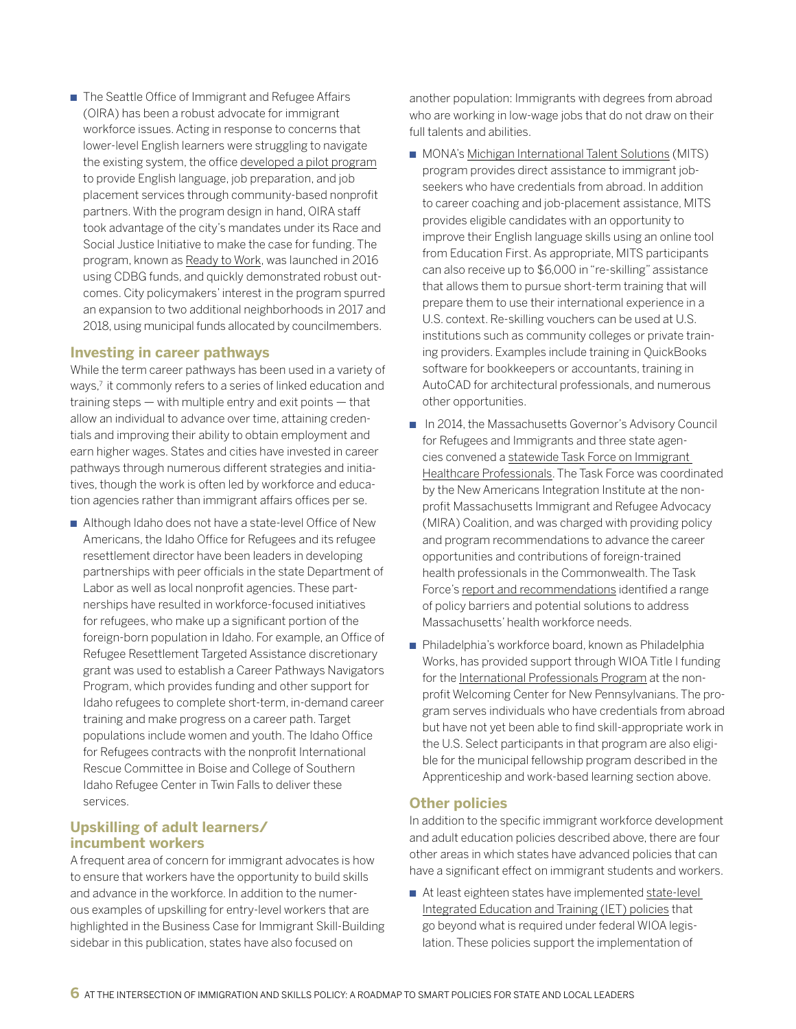- The Seattle Office of Immigrant and Refugee Affairs (OIRA) has been a robust advocate for immigrant workforce issues. Acting in response to concerns that lower-level English learners were struggling to navigate the existing system, the office developed a pilot program to provide English language, job preparation, and job placement services through community-based nonprofit partners. With the program design in hand, OIRA staff took advantage of the city's mandates under its Race and Social Justice Initiative to make the case for funding. The program, known as Ready to Work, was launched in 2016 using CDBG funds, and quickly demonstrated robust outcomes. City policymakers' interest in the program spurred an expansion to two additional neighborhoods in 2017 and 2018, using municipal funds allocated by councilmembers.

### Investing in career pathways

While the term career pathways has been used in a variety of ways,[7] it commonly refers to a series of linked education and training steps — with multiple entry and exit points — that allow an individual to advance over time, attaining credentials and improving their ability to obtain employment and earn higher wages. States and cities have invested in career pathways through numerous different strategies and initiatives, though the work is often led by workforce and education agencies rather than immigrant affairs offices per se.

- Although Idaho does not have a state-level Office of New Americans, the Idaho Office for Refugees and its refugee resettlement director have been leaders in developing partnerships with peer officials in the state Department of Labor as well as local nonprofit agencies. These partnerships have resulted in workforce-focused initiatives for refugees, who make up a significant portion of the foreign-born population in Idaho. For example, an Office of Refugee Resettlement Targeted Assistance discretionary grant was used to establish a Career Pathways Navigators Program, which provides funding and other support for Idaho refugees to complete short-term, in-demand career training and make progress on a career path. Target populations include women and youth. The Idaho Office for Refugees contracts with the nonprofit International Rescue Committee in Boise and College of Southern Idaho Refugee Center in Twin Falls to deliver these services.

### Upskilling of adult learners/ incumbent workers

A frequent area of concern for immigrant advocates is how to ensure that workers have the opportunity to build skills and advance in the workforce. In addition to the numerous examples of upskilling for entry-level workers that are highlighted in the Business Case for Immigrant Skill-Building sidebar in this publication, states have also focused on another population: Immigrants with degrees from abroad who are working in low-wage jobs that do not draw on their full talents and abilities.

- MONA's Michigan International Talent Solutions (MITS) program provides direct assistance to immigrant job-seekers who have credentials from abroad. In addition to career coaching and job-placement assistance, MITS provides eligible candidates with an opportunity to improve their English language skills using an online tool from Education First. As appropriate, MITS participants can also receive up to $6,000 in "re-skilling" assistance that allows them to pursue short-term training that will prepare them to use their international experience in a U.S. context. Re-skilling vouchers can be used at U.S. institutions such as community colleges or private training providers. Examples include training in QuickBooks software for bookkeepers or accountants, training in AutoCAD for architectural professionals, and numerous other opportunities.
- In 2014, the Massachusetts Governor's Advisory Council for Refugees and Immigrants and three state agencies convened a statewide Task Force on Immigrant Healthcare Professionals. The Task Force was coordinated by the New Americans Integration Institute at the nonprofit Massachusetts Immigrant and Refugee Advocacy (MIRA) Coalition, and was charged with providing policy and program recommendations to advance the career opportunities and contributions of foreign-trained health professionals in the Commonwealth. The Task Force's report and recommendations identified a range of policy barriers and potential solutions to address Massachusetts' health workforce needs.
- Philadelphia's workforce board, known as Philadelphia Works, has provided support through WIOA Title I funding for the International Professionals Program at the nonprofit Welcoming Center for New Pennsylvanians. The program serves individuals who have credentials from abroad but have not yet been able to find skill-appropriate work in the U.S. Select participants in that program are also eligible for the municipal fellowship program described in the Apprenticeship and work-based learning section above.

### Other policies

In addition to the specific immigrant workforce development and adult education policies described above, there are four other areas in which states have advanced policies that can have a significant effect on immigrant students and workers.

- At least eighteen states have implemented state-level Integrated Education and Training (IET) policies that go beyond what is required under federal WIOA legislation. These policies support the implementation of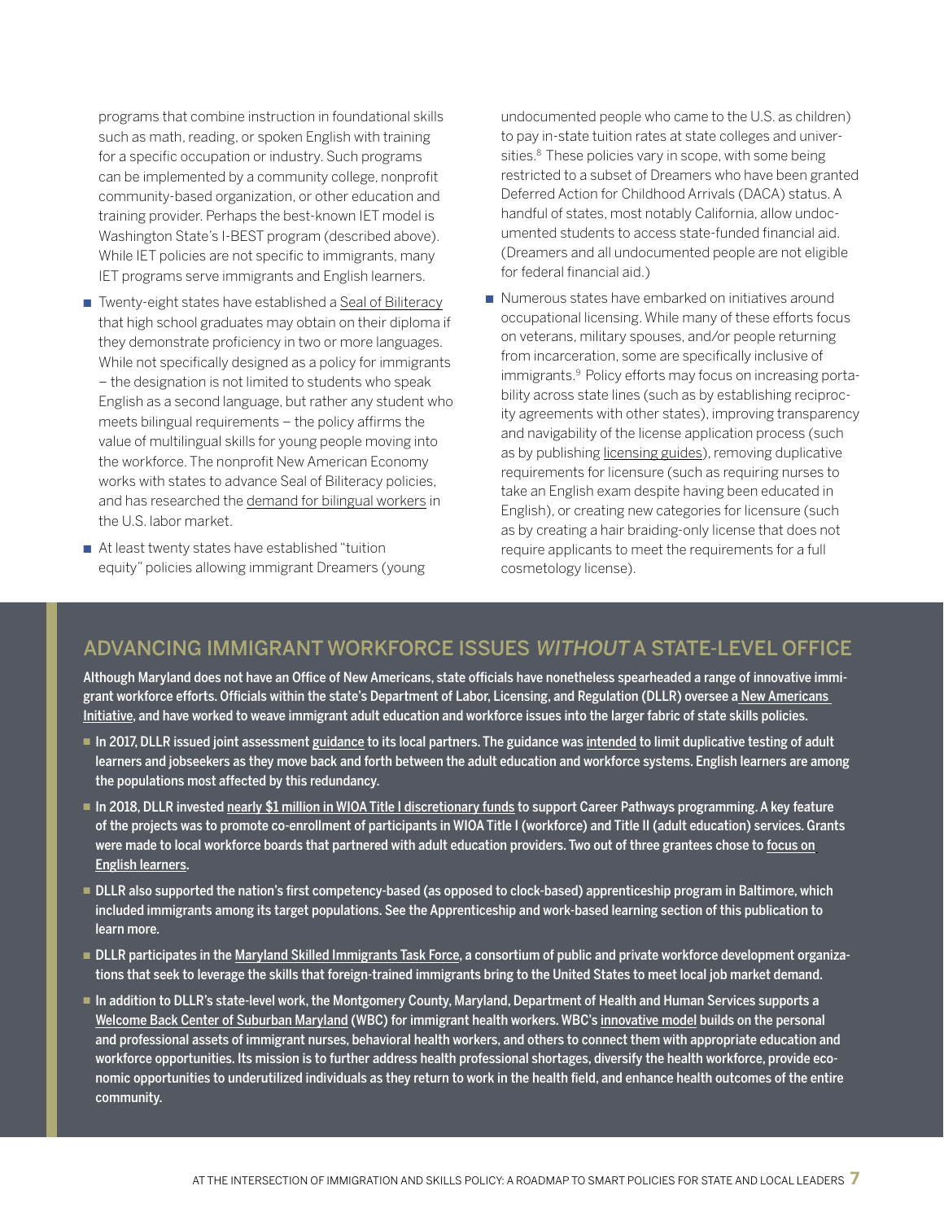programs that combine instruction in foundational skills such as math, reading, or spoken English with training for a specific occupation or industry. Such programs can be implemented by a community college, nonprofit community-based organization, or other education and training provider. Perhaps the best-known IET model is Washington State's I-BEST program (described above). While IET policies are not specific to immigrants, many IET programs serve immigrants and English learners.

- Twenty-eight states have established a Seal of Biliteracy that high school graduates may obtain on their diploma if they demonstrate proficiency in two or more languages. While not specifically designed as a policy for immigrants – the designation is not limited to students who speak English as a second language, but rather any student who meets bilingual requirements – the policy affirms the value of multilingual skills for young people moving into the workforce. The nonprofit New American Economy works with states to advance Seal of Biliteracy policies, and has researched the demand for bilingual workers in the U.S. labor market.
- At least twenty states have established "tuition equity" policies allowing immigrant Dreamers (young undocumented people who came to the U.S. as children) to pay in-state tuition rates at state colleges and universities.[8] These policies vary in scope, with some being restricted to a subset of Dreamers who have been granted Deferred Action for Childhood Arrivals (DACA) status. A handful of states, most notably California, allow undocumented students to access state-funded financial aid. (Dreamers and all undocumented people are not eligible for federal financial aid.)
- Numerous states have embarked on initiatives around occupational licensing. While many of these efforts focus on veterans, military spouses, and/or people returning from incarceration, some are specifically inclusive of immigrants.[9] Policy efforts may focus on increasing portability across state lines (such as by establishing reciprocity agreements with other states), improving transparency and navigability of the license application process (such as by publishing licensing guides), removing duplicative requirements for licensure (such as requiring nurses to take an English exam despite having been educated in English), or creating new categories for licensure (such as by creating a hair braiding-only license that does not require applicants to meet the requirements for a full cosmetology license).

## ADVANCING IMMIGRANT WORKFORCE ISSUES *WITHOUT* A STATE-LEVEL OFFICE

**Although Maryland does not have an Office of New Americans, state officials have nonetheless spearheaded a range of innovative immigrant workforce efforts. Officials within the state's Department of Labor, Licensing, and Regulation (DLLR) oversee a New Americans Initiative, and have worked to weave immigrant adult education and workforce issues into the larger fabric of state skills policies.**

- **In 2017, DLLR issued joint assessment guidance to its local partners. The guidance was intended to limit duplicative testing of adult learners and jobseekers as they move back and forth between the adult education and workforce systems. English learners are among the populations most affected by this redundancy.**
- **In 2018, DLLR invested nearly $1 million in WIOA Title I discretionary funds to support Career Pathways programming. A key feature of the projects was to promote co-enrollment of participants in WIOA Title I (workforce) and Title II (adult education) services. Grants were made to local workforce boards that partnered with adult education providers. Two out of three grantees chose to focus on English learners.**
- **DLLR also supported the nation's first competency-based (as opposed to clock-based) apprenticeship program in Baltimore, which included immigrants among its target populations. See the Apprenticeship and work-based learning section of this publication to learn more.**
- **DLLR participates in the Maryland Skilled Immigrants Task Force, a consortium of public and private workforce development organizations that seek to leverage the skills that foreign-trained immigrants bring to the United States to meet local job market demand.**
- **In addition to DLLR's state-level work, the Montgomery County, Maryland, Department of Health and Human Services supports a Welcome Back Center of Suburban Maryland (WBC) for immigrant health workers. WBC's innovative model builds on the personal and professional assets of immigrant nurses, behavioral health workers, and others to connect them with appropriate education and workforce opportunities. Its mission is to further address health professional shortages, diversify the health workforce, provide economic opportunities to underutilized individuals as they return to work in the health field, and enhance health outcomes of the entire community.**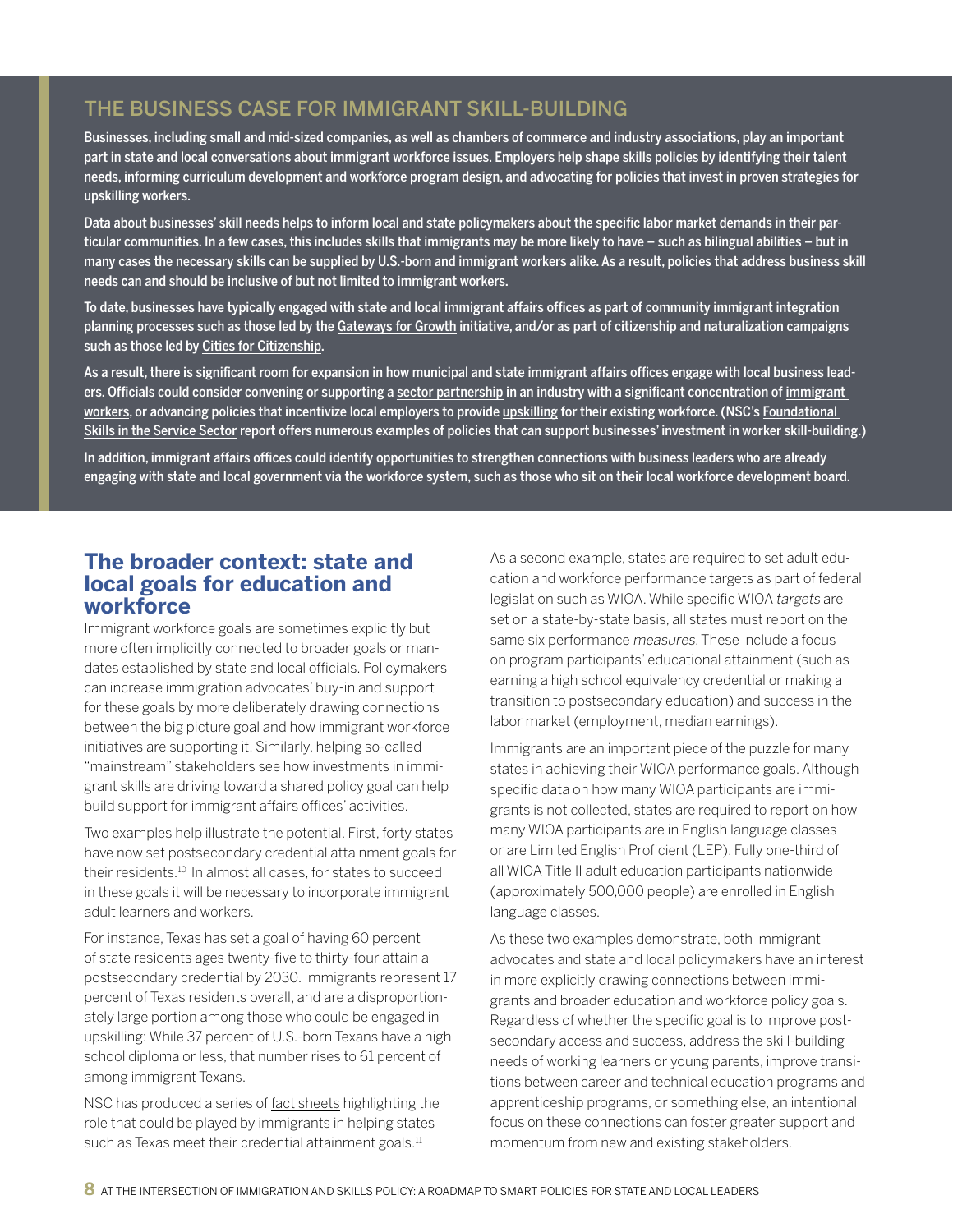## THE BUSINESS CASE FOR IMMIGRANT SKILL-BUILDING

**Businesses, including small and mid-sized companies, as well as chambers of commerce and industry associations, play an important part in state and local conversations about immigrant workforce issues. Employers help shape skills policies by identifying their talent needs, informing curriculum development and workforce program design, and advocating for policies that invest in proven strategies for upskilling workers.**

**Data about businesses' skill needs helps to inform local and state policymakers about the specific labor market demands in their particular communities. In a few cases, this includes skills that immigrants may be more likely to have – such as bilingual abilities – but in many cases the necessary skills can be supplied by U.S.-born and immigrant workers alike. As a result, policies that address business skill needs can and should be inclusive of but not limited to immigrant workers.**

**To date, businesses have typically engaged with state and local immigrant affairs offices as part of community immigrant integration planning processes such as those led by the Gateways for Growth initiative, and/or as part of citizenship and naturalization campaigns such as those led by Cities for Citizenship.**

**As a result, there is significant room for expansion in how municipal and state immigrant affairs offices engage with local business leaders. Officials could consider convening or supporting a sector partnership in an industry with a significant concentration of immigrant workers, or advancing policies that incentivize local employers to provide upskilling for their existing workforce. (NSC's Foundational Skills in the Service Sector report offers numerous examples of policies that can support businesses' investment in worker skill-building.)**

**In addition, immigrant affairs offices could identify opportunities to strengthen connections with business leaders who are already engaging with state and local government via the workforce system, such as those who sit on their local workforce development board.**

## The broader context: state and local goals for education and workforce

Immigrant workforce goals are sometimes explicitly but more often implicitly connected to broader goals or mandates established by state and local officials. Policymakers can increase immigration advocates' buy-in and support for these goals by more deliberately drawing connections between the big picture goal and how immigrant workforce initiatives are supporting it. Similarly, helping so-called "mainstream" stakeholders see how investments in immigrant skills are driving toward a shared policy goal can help build support for immigrant affairs offices' activities.

Two examples help illustrate the potential. First, forty states have now set postsecondary credential attainment goals for their residents.[10] In almost all cases, for states to succeed in these goals it will be necessary to incorporate immigrant adult learners and workers.

For instance, Texas has set a goal of having 60 percent of state residents ages twenty-five to thirty-four attain a postsecondary credential by 2030. Immigrants represent 17 percent of Texas residents overall, and are a disproportionately large portion among those who could be engaged in upskilling: While 37 percent of U.S.-born Texans have a high school diploma or less, that number rises to 61 percent of among immigrant Texans.

NSC has produced a series of fact sheets highlighting the role that could be played by immigrants in helping states such as Texas meet their credential attainment goals.[11]

As a second example, states are required to set adult education and workforce performance targets as part of federal legislation such as WIOA. While specific WIOA *targets* are set on a state-by-state basis, all states must report on the same six performance *measures*. These include a focus on program participants' educational attainment (such as earning a high school equivalency credential or making a transition to postsecondary education) and success in the labor market (employment, median earnings).

Immigrants are an important piece of the puzzle for many states in achieving their WIOA performance goals. Although specific data on how many WIOA participants are immigrants is not collected, states are required to report on how many WIOA participants are in English language classes or are Limited English Proficient (LEP). Fully one-third of all WIOA Title II adult education participants nationwide (approximately 500,000 people) are enrolled in English language classes.

As these two examples demonstrate, both immigrant advocates and state and local policymakers have an interest in more explicitly drawing connections between immigrants and broader education and workforce policy goals. Regardless of whether the specific goal is to improve postsecondary access and success, address the skill-building needs of working learners or young parents, improve transitions between career and technical education programs and apprenticeship programs, or something else, an intentional focus on these connections can foster greater support and momentum from new and existing stakeholders.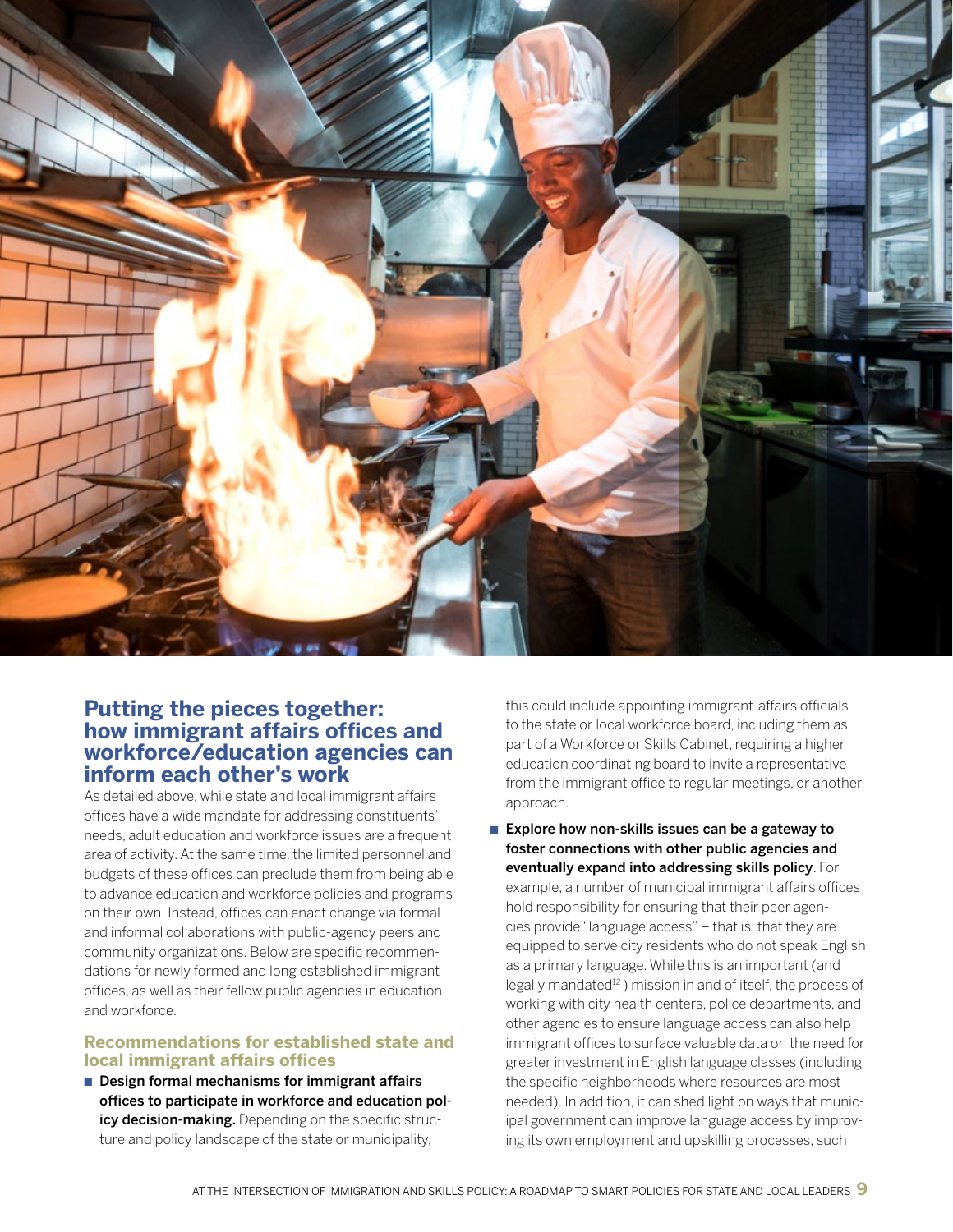## Putting the pieces together: how immigrant affairs offices and workforce/education agencies can inform each other's work

As detailed above, while state and local immigrant affairs offices have a wide mandate for addressing constituents' needs, adult education and workforce issues are a frequent area of activity. At the same time, the limited personnel and budgets of these offices can preclude them from being able to advance education and workforce policies and programs on their own. Instead, offices can enact change via formal and informal collaborations with public-agency peers and community organizations. Below are specific recommendations for newly formed and long established immigrant offices, as well as their fellow public agencies in education and workforce.

### Recommendations for established state and local immigrant affairs offices

- **Design formal mechanisms for immigrant affairs offices to participate in workforce and education policy decision-making.** Depending on the specific structure and policy landscape of the state or municipality, this could include appointing immigrant-affairs officials to the state or local workforce board, including them as part of a Workforce or Skills Cabinet, requiring a higher education coordinating board to invite a representative from the immigrant office to regular meetings, or another approach.
- **Explore how non-skills issues can be a gateway to foster connections with other public agencies and eventually expand into addressing skills policy**. For example, a number of municipal immigrant affairs offices hold responsibility for ensuring that their peer agencies provide "language access" – that is, that they are equipped to serve city residents who do not speak English as a primary language. While this is an important (and legally mandated[12]) mission in and of itself, the process of working with city health centers, police departments, and other agencies to ensure language access can also help immigrant offices to surface valuable data on the need for greater investment in English language classes (including the specific neighborhoods where resources are most needed). In addition, it can shed light on ways that municipal government can improve language access by improving its own employment and upskilling processes, such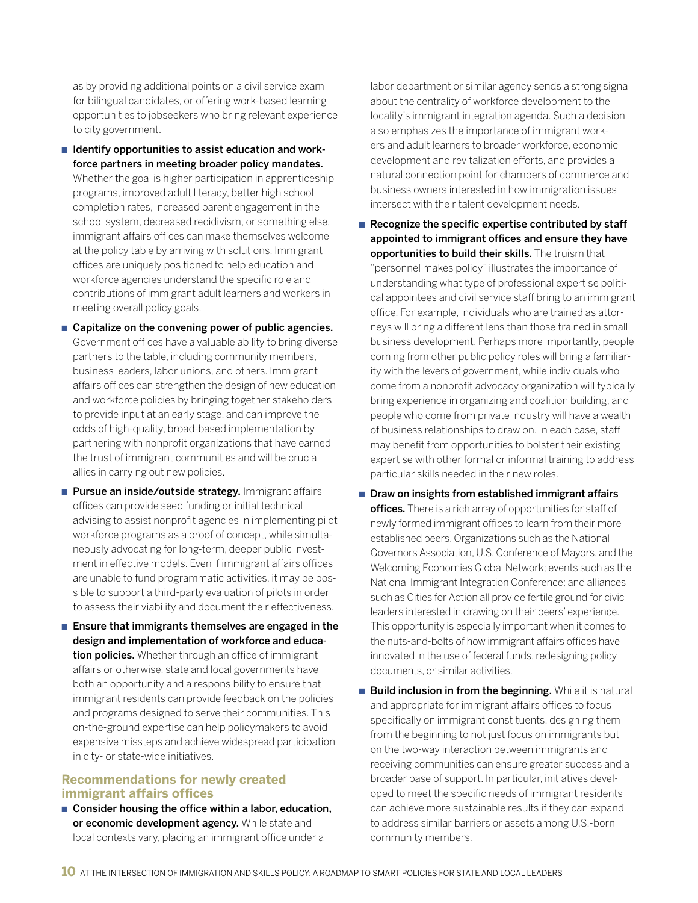as by providing additional points on a civil service exam for bilingual candidates, or offering work-based learning opportunities to jobseekers who bring relevant experience to city government.

- **Identify opportunities to assist education and workforce partners in meeting broader policy mandates.** Whether the goal is higher participation in apprenticeship programs, improved adult literacy, better high school completion rates, increased parent engagement in the school system, decreased recidivism, or something else, immigrant affairs offices can make themselves welcome at the policy table by arriving with solutions. Immigrant offices are uniquely positioned to help education and workforce agencies understand the specific role and contributions of immigrant adult learners and workers in meeting overall policy goals.
- **Capitalize on the convening power of public agencies.** Government offices have a valuable ability to bring diverse partners to the table, including community members, business leaders, labor unions, and others. Immigrant affairs offices can strengthen the design of new education and workforce policies by bringing together stakeholders to provide input at an early stage, and can improve the odds of high-quality, broad-based implementation by partnering with nonprofit organizations that have earned the trust of immigrant communities and will be crucial allies in carrying out new policies.
- **Pursue an inside/outside strategy.** Immigrant affairs offices can provide seed funding or initial technical advising to assist nonprofit agencies in implementing pilot workforce programs as a proof of concept, while simultaneously advocating for long-term, deeper public investment in effective models. Even if immigrant affairs offices are unable to fund programmatic activities, it may be possible to support a third-party evaluation of pilots in order to assess their viability and document their effectiveness.
- **Ensure that immigrants themselves are engaged in the design and implementation of workforce and education policies.** Whether through an office of immigrant affairs or otherwise, state and local governments have both an opportunity and a responsibility to ensure that immigrant residents can provide feedback on the policies and programs designed to serve their communities. This on-the-ground expertise can help policymakers to avoid expensive missteps and achieve widespread participation in city- or state-wide initiatives.

### Recommendations for newly created immigrant affairs offices

- **Consider housing the office within a labor, education, or economic development agency.** While state and local contexts vary, placing an immigrant office under a labor department or similar agency sends a strong signal about the centrality of workforce development to the locality's immigrant integration agenda. Such a decision also emphasizes the importance of immigrant workers and adult learners to broader workforce, economic development and revitalization efforts, and provides a natural connection point for chambers of commerce and business owners interested in how immigration issues intersect with their talent development needs.
- **Recognize the specific expertise contributed by staff appointed to immigrant offices and ensure they have opportunities to build their skills.** The truism that "personnel makes policy" illustrates the importance of understanding what type of professional expertise political appointees and civil service staff bring to an immigrant office. For example, individuals who are trained as attorneys will bring a different lens than those trained in small business development. Perhaps more importantly, people coming from other public policy roles will bring a familiarity with the levers of government, while individuals who come from a nonprofit advocacy organization will typically bring experience in organizing and coalition building, and people who come from private industry will have a wealth of business relationships to draw on. In each case, staff may benefit from opportunities to bolster their existing expertise with other formal or informal training to address particular skills needed in their new roles.
- **Draw on insights from established immigrant affairs offices.** There is a rich array of opportunities for staff of newly formed immigrant offices to learn from their more established peers. Organizations such as the National Governors Association, U.S. Conference of Mayors, and the Welcoming Economies Global Network; events such as the National Immigrant Integration Conference; and alliances such as Cities for Action all provide fertile ground for civic leaders interested in drawing on their peers' experience. This opportunity is especially important when it comes to the nuts-and-bolts of how immigrant affairs offices have innovated in the use of federal funds, redesigning policy documents, or similar activities.
- **Build inclusion in from the beginning.** While it is natural and appropriate for immigrant affairs offices to focus specifically on immigrant constituents, designing them from the beginning to not just focus on immigrants but on the two-way interaction between immigrants and receiving communities can ensure greater success and a broader base of support. In particular, initiatives developed to meet the specific needs of immigrant residents can achieve more sustainable results if they can expand to address similar barriers or assets among U.S.-born community members.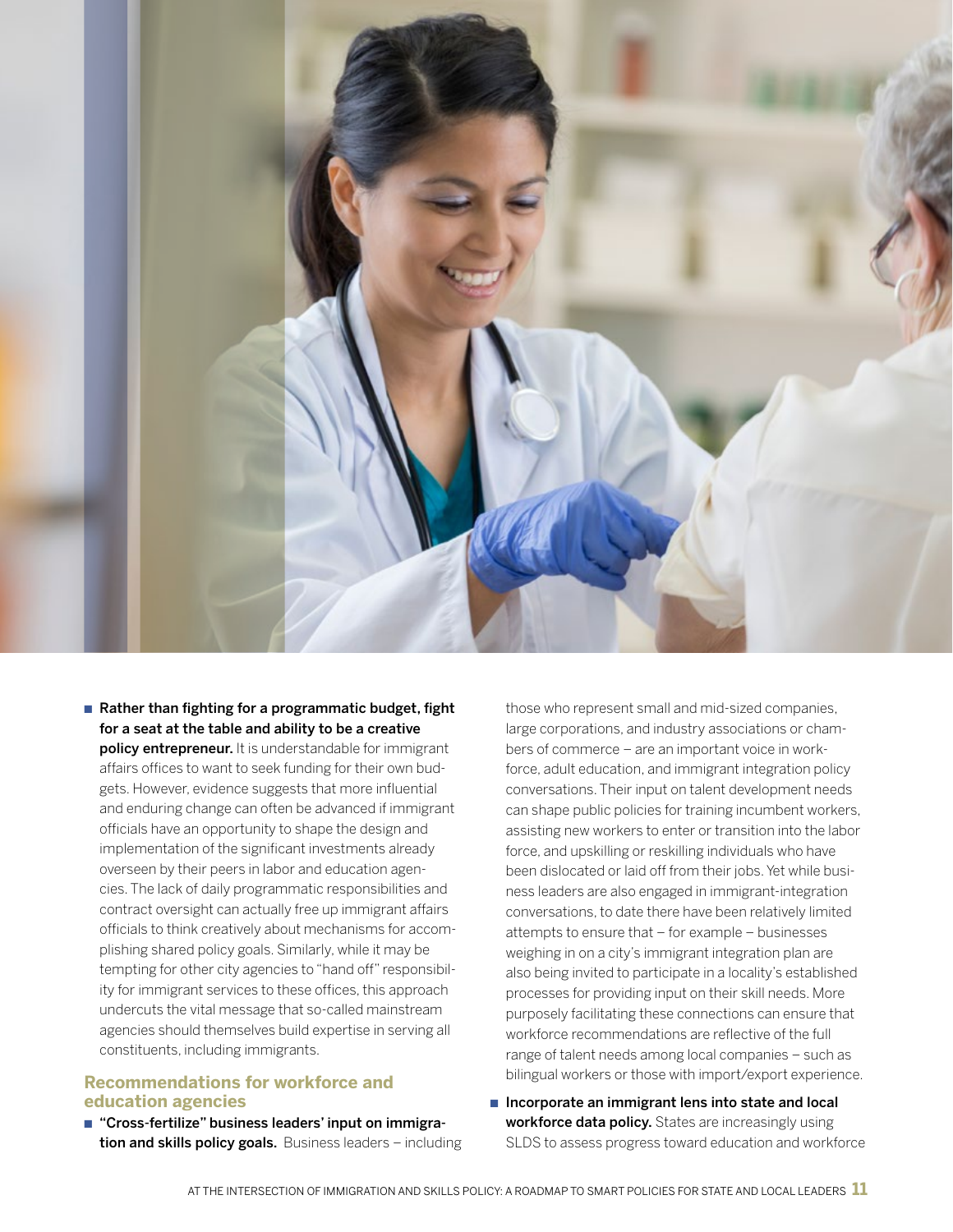- **Rather than fighting for a programmatic budget, fight for a seat at the table and ability to be a creative policy entrepreneur.** It is understandable for immigrant affairs offices to want to seek funding for their own budgets. However, evidence suggests that more influential and enduring change can often be advanced if immigrant officials have an opportunity to shape the design and implementation of the significant investments already overseen by their peers in labor and education agencies. The lack of daily programmatic responsibilities and contract oversight can actually free up immigrant affairs officials to think creatively about mechanisms for accomplishing shared policy goals. Similarly, while it may be tempting for other city agencies to "hand off" responsibility for immigrant services to these offices, this approach undercuts the vital message that so-called mainstream agencies should themselves build expertise in serving all constituents, including immigrants.

## Recommendations for workforce and education agencies

- **"Cross-fertilize" business leaders' input on immigration and skills policy goals.** Business leaders – including those who represent small and mid-sized companies, large corporations, and industry associations or chambers of commerce – are an important voice in workforce, adult education, and immigrant integration policy conversations. Their input on talent development needs can shape public policies for training incumbent workers, assisting new workers to enter or transition into the labor force, and upskilling or reskilling individuals who have been dislocated or laid off from their jobs. Yet while business leaders are also engaged in immigrant-integration conversations, to date there have been relatively limited attempts to ensure that – for example – businesses weighing in on a city's immigrant integration plan are also being invited to participate in a locality's established processes for providing input on their skill needs. More purposely facilitating these connections can ensure that workforce recommendations are reflective of the full range of talent needs among local companies – such as bilingual workers or those with import/export experience.
- **Incorporate an immigrant lens into state and local workforce data policy.** States are increasingly using SLDS to assess progress toward education and workforce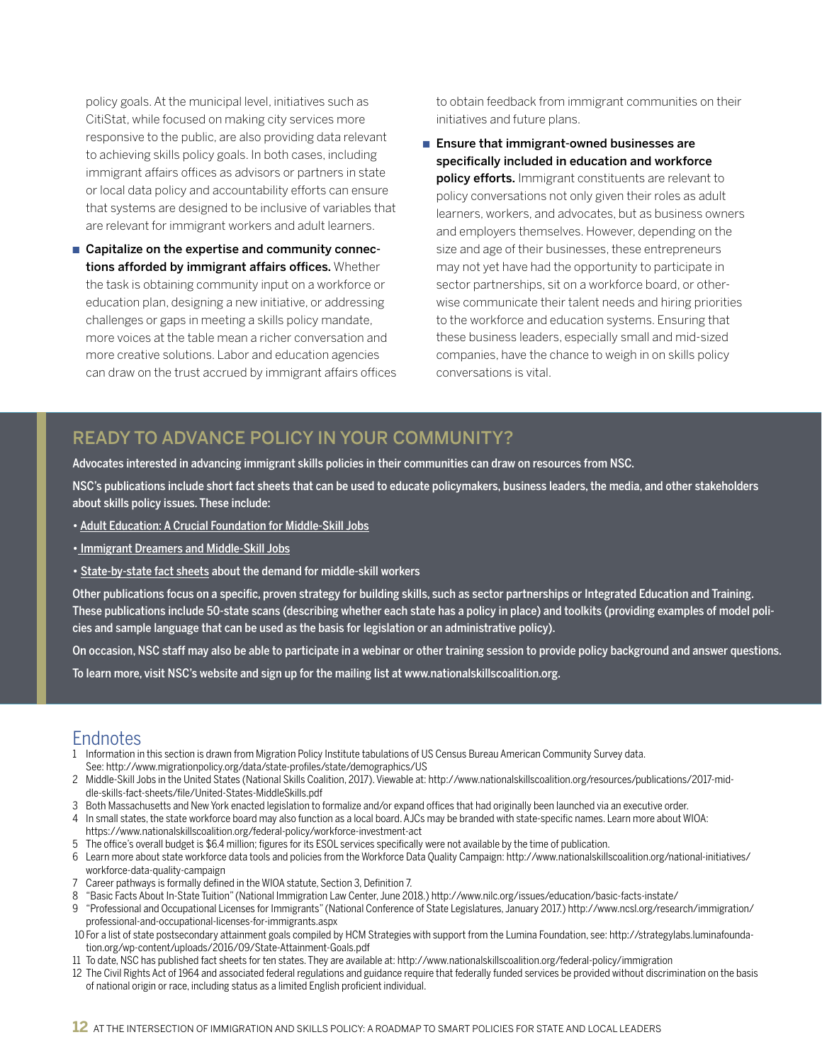policy goals. At the municipal level, initiatives such as CitiStat, while focused on making city services more responsive to the public, are also providing data relevant to achieving skills policy goals. In both cases, including immigrant affairs offices as advisors or partners in state or local data policy and accountability efforts can ensure that systems are designed to be inclusive of variables that are relevant for immigrant workers and adult learners.

- **Capitalize on the expertise and community connections afforded by immigrant affairs offices.** Whether the task is obtaining community input on a workforce or education plan, designing a new initiative, or addressing challenges or gaps in meeting a skills policy mandate, more voices at the table mean a richer conversation and more creative solutions. Labor and education agencies can draw on the trust accrued by immigrant affairs offices to obtain feedback from immigrant communities on their initiatives and future plans.
- **Ensure that immigrant-owned businesses are specifically included in education and workforce policy efforts.** Immigrant constituents are relevant to policy conversations not only given their roles as adult learners, workers, and advocates, but as business owners and employers themselves. However, depending on the size and age of their businesses, these entrepreneurs may not yet have had the opportunity to participate in sector partnerships, sit on a workforce board, or otherwise communicate their talent needs and hiring priorities to the workforce and education systems. Ensuring that these business leaders, especially small and mid-sized companies, have the chance to weigh in on skills policy conversations is vital.

## READY TO ADVANCE POLICY IN YOUR COMMUNITY?

Advocates interested in advancing immigrant skills policies in their communities can draw on resources from NSC.

NSC's publications include short fact sheets that can be used to educate policymakers, business leaders, the media, and other stakeholders about skills policy issues. These include:

- Adult Education: A Crucial Foundation for Middle-Skill Jobs
- Immigrant Dreamers and Middle-Skill Jobs
- State-by-state fact sheets about the demand for middle-skill workers

Other publications focus on a specific, proven strategy for building skills, such as sector partnerships or Integrated Education and Training. These publications include 50-state scans (describing whether each state has a policy in place) and toolkits (providing examples of model policies and sample language that can be used as the basis for legislation or an administrative policy).

On occasion, NSC staff may also be able to participate in a webinar or other training session to provide policy background and answer questions.

To learn more, visit NSC's website and sign up for the mailing list at www.nationalskillscoalition.org.

## Endnotes

1. Information in this section is drawn from Migration Policy Institute tabulations of US Census Bureau American Community Survey data. See: http://www.migrationpolicy.org/data/state-profiles/state/demographics/US
2. Middle-Skill Jobs in the United States (National Skills Coalition, 2017). Viewable at: http://www.nationalskillscoalition.org/resources/publications/2017-middle-skills-fact-sheets/file/United-States-MiddleSkills.pdf
3. Both Massachusetts and New York enacted legislation to formalize and/or expand offices that had originally been launched via an executive order.
4. In small states, the state workforce board may also function as a local board. AJCs may be branded with state-specific names. Learn more about WIOA: https://www.nationalskillscoalition.org/federal-policy/workforce-investment-act
5. The office's overall budget is $6.4 million; figures for its ESOL services specifically were not available by the time of publication.
6. Learn more about state workforce data tools and policies from the Workforce Data Quality Campaign: http://www.nationalskillscoalition.org/national-initiatives/workforce-data-quality-campaign
7. Career pathways is formally defined in the WIOA statute, Section 3, Definition 7.
8. "Basic Facts About In-State Tuition" (National Immigration Law Center, June 2018.) http://www.nilc.org/issues/education/basic-facts-instate/
9. "Professional and Occupational Licenses for Immigrants" (National Conference of State Legislatures, January 2017.) http://www.ncsl.org/research/immigration/professional-and-occupational-licenses-for-immigrants.aspx
10. For a list of state postsecondary attainment goals compiled by HCM Strategies with support from the Lumina Foundation, see: http://strategylabs.luminafoundation.org/wp-content/uploads/2016/09/State-Attainment-Goals.pdf
11. To date, NSC has published fact sheets for ten states. They are available at: http://www.nationalskillscoalition.org/federal-policy/immigration
12. The Civil Rights Act of 1964 and associated federal regulations and guidance require that federally funded services be provided without discrimination on the basis of national origin or race, including status as a limited English proficient individual.